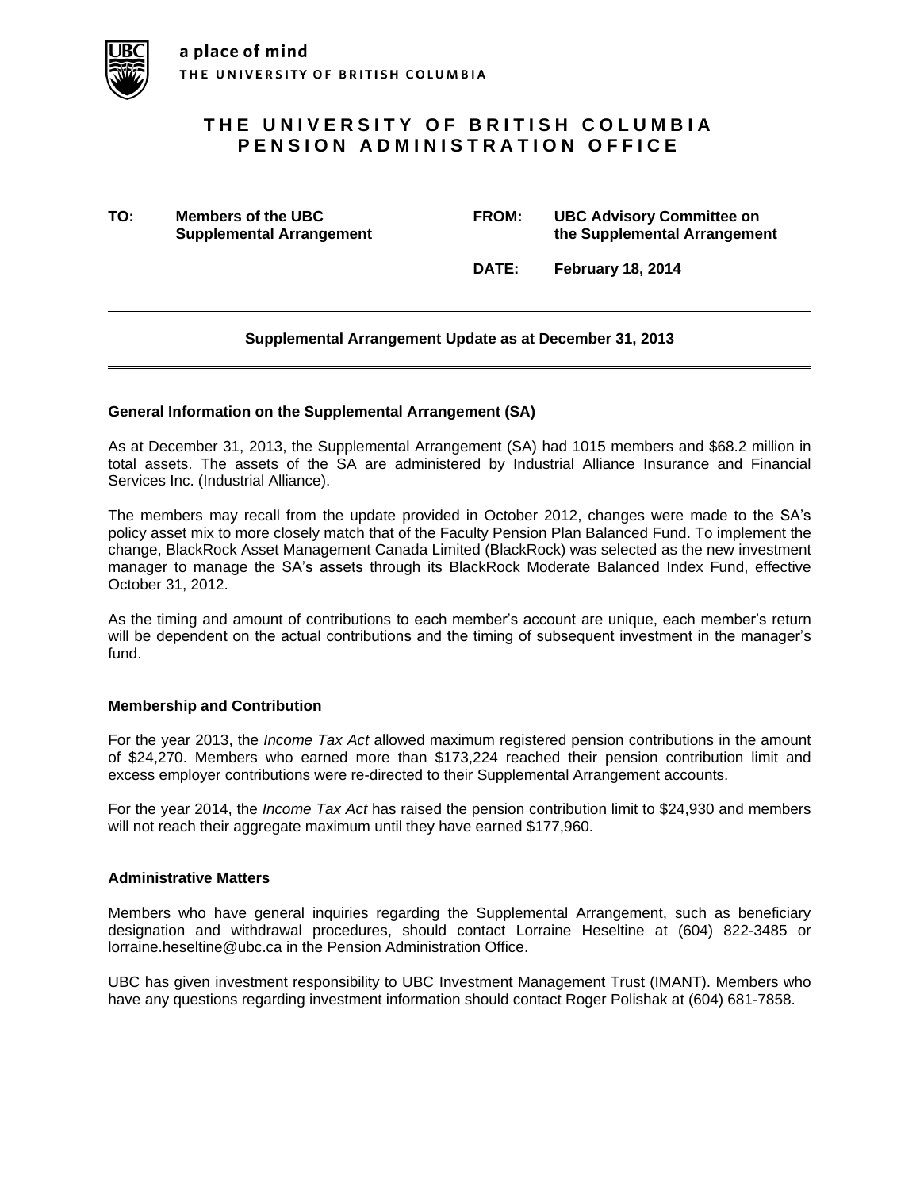a place of mind
THE UNIVERSITY OF BRITISH COLUMBIA

# THE UNIVERSITY OF BRITISH COLUMBIA PENSION ADMINISTRATION OFFICE

| | | | |
|---|---|---|---|
| **TO:** | **Members of the UBC Supplemental Arrangement** | **FROM:** | **UBC Advisory Committee on the Supplemental Arrangement** |
| | | **DATE:** | **February 18, 2014** |

---

**Supplemental Arrangement Update as at December 31, 2013**

---

### General Information on the Supplemental Arrangement (SA)

As at December 31, 2013, the Supplemental Arrangement (SA) had 1015 members and $68.2 million in total assets. The assets of the SA are administered by Industrial Alliance Insurance and Financial Services Inc. (Industrial Alliance).

The members may recall from the update provided in October 2012, changes were made to the SA's policy asset mix to more closely match that of the Faculty Pension Plan Balanced Fund. To implement the change, BlackRock Asset Management Canada Limited (BlackRock) was selected as the new investment manager to manage the SA's assets through its BlackRock Moderate Balanced Index Fund, effective October 31, 2012.

As the timing and amount of contributions to each member's account are unique, each member's return will be dependent on the actual contributions and the timing of subsequent investment in the manager's fund.

### Membership and Contribution

For the year 2013, the *Income Tax Act* allowed maximum registered pension contributions in the amount of $24,270. Members who earned more than $173,224 reached their pension contribution limit and excess employer contributions were re-directed to their Supplemental Arrangement accounts.

For the year 2014, the *Income Tax Act* has raised the pension contribution limit to $24,930 and members will not reach their aggregate maximum until they have earned $177,960.

### Administrative Matters

Members who have general inquiries regarding the Supplemental Arrangement, such as beneficiary designation and withdrawal procedures, should contact Lorraine Heseltine at (604) 822-3485 or lorraine.heseltine@ubc.ca in the Pension Administration Office.

UBC has given investment responsibility to UBC Investment Management Trust (IMANT). Members who have any questions regarding investment information should contact Roger Polishak at (604) 681-7858.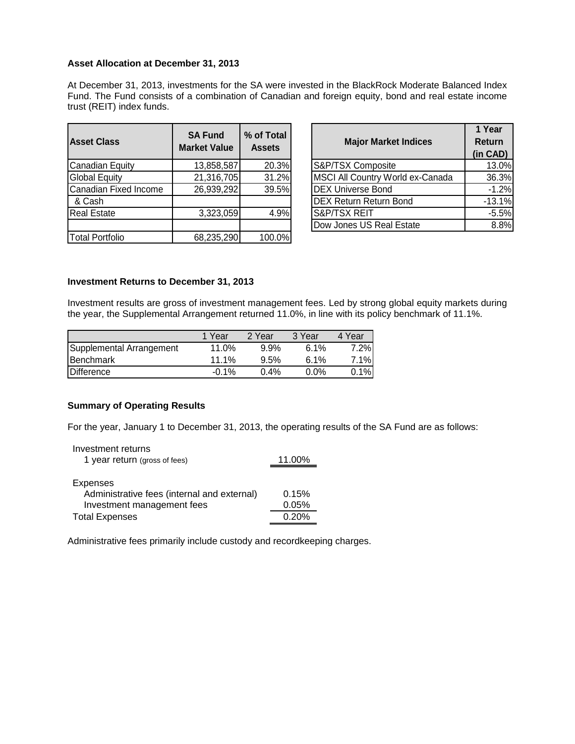### Asset Allocation at December 31, 2013

At December 31, 2013, investments for the SA were invested in the BlackRock Moderate Balanced Index Fund. The Fund consists of a combination of Canadian and foreign equity, bond and real estate income trust (REIT) index funds.

| Asset Class | SA Fund Market Value | % of Total Assets |
|---|---|---|
| Canadian Equity | 13,858,587 | 20.3% |
| Global Equity | 21,316,705 | 31.2% |
| Canadian Fixed Income & Cash | 26,939,292 | 39.5% |
| Real Estate | 3,323,059 | 4.9% |
| | | |
| Total Portfolio | 68,235,290 | 100.0% |

| Major Market Indices | 1 Year Return (in CAD) |
|---|---|
| S&P/TSX Composite | 13.0% |
| MSCI All Country World ex-Canada | 36.3% |
| DEX Universe Bond | -1.2% |
| DEX Return Return Bond | -13.1% |
| S&P/TSX REIT | -5.5% |
| Dow Jones US Real Estate | 8.8% |

### Investment Returns to December 31, 2013

Investment results are gross of investment management fees. Led by strong global equity markets during the year, the Supplemental Arrangement returned 11.0%, in line with its policy benchmark of 11.1%.

| | 1 Year | 2 Year | 3 Year | 4 Year |
|---|---|---|---|---|
| Supplemental Arrangement | 11.0% | 9.9% | 6.1% | 7.2% |
| Benchmark | 11.1% | 9.5% | 6.1% | 7.1% |
| Difference | -0.1% | 0.4% | 0.0% | 0.1% |

### Summary of Operating Results

For the year, January 1 to December 31, 2013, the operating results of the SA Fund are as follows:

| | |
|---|---|
| Investment returns | |
| 1 year return (gross of fees) | 11.00% |
| | |
| Expenses | |
| Administrative fees (internal and external) | 0.15% |
| Investment management fees | 0.05% |
| Total Expenses | 0.20% |

Administrative fees primarily include custody and recordkeeping charges.